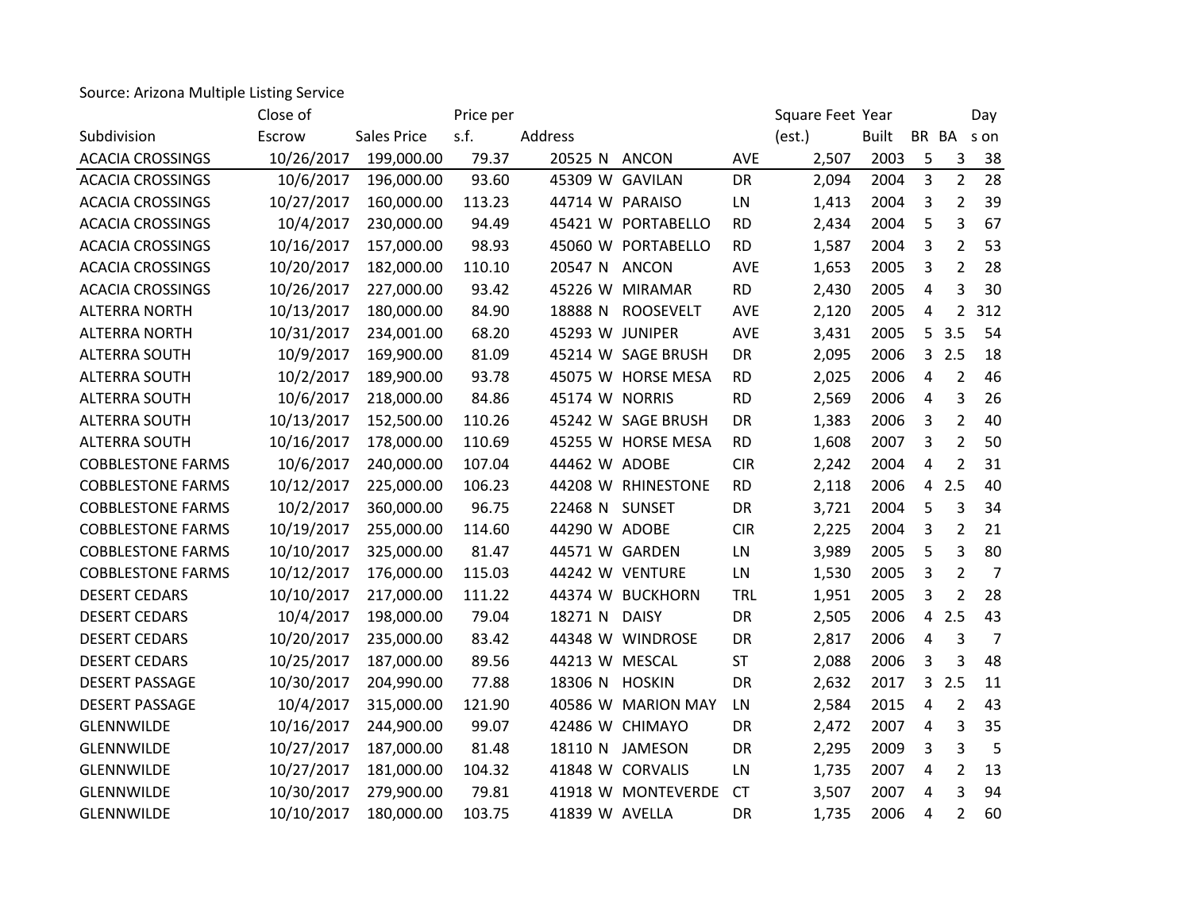Source: Arizona Multiple Listing Service

| Subdivision | Close of Escrow | Sales Price | Price per s.f. | Address | | | | Square Feet (est.) | Year Built | BR | BA | Days on |
|---|---|---|---|---|---|---|---|---|---|---|---|---|
| ACACIA CROSSINGS | 10/26/2017 | 199,000.00 | 79.37 | 20525 | N | ANCON | AVE | 2,507 | 2003 | 5 | 3 | 38 |
| ACACIA CROSSINGS | 10/6/2017 | 196,000.00 | 93.60 | 45309 | W | GAVILAN | DR | 2,094 | 2004 | 3 | 2 | 28 |
| ACACIA CROSSINGS | 10/27/2017 | 160,000.00 | 113.23 | 44714 | W | PARAISO | LN | 1,413 | 2004 | 3 | 2 | 39 |
| ACACIA CROSSINGS | 10/4/2017 | 230,000.00 | 94.49 | 45421 | W | PORTABELLO | RD | 2,434 | 2004 | 5 | 3 | 67 |
| ACACIA CROSSINGS | 10/16/2017 | 157,000.00 | 98.93 | 45060 | W | PORTABELLO | RD | 1,587 | 2004 | 3 | 2 | 53 |
| ACACIA CROSSINGS | 10/20/2017 | 182,000.00 | 110.10 | 20547 | N | ANCON | AVE | 1,653 | 2005 | 3 | 2 | 28 |
| ACACIA CROSSINGS | 10/26/2017 | 227,000.00 | 93.42 | 45226 | W | MIRAMAR | RD | 2,430 | 2005 | 4 | 3 | 30 |
| ALTERRA NORTH | 10/13/2017 | 180,000.00 | 84.90 | 18888 | N | ROOSEVELT | AVE | 2,120 | 2005 | 4 | 2 | 312 |
| ALTERRA NORTH | 10/31/2017 | 234,001.00 | 68.20 | 45293 | W | JUNIPER | AVE | 3,431 | 2005 | 5 | 3.5 | 54 |
| ALTERRA SOUTH | 10/9/2017 | 169,900.00 | 81.09 | 45214 | W | SAGE BRUSH | DR | 2,095 | 2006 | 3 | 2.5 | 18 |
| ALTERRA SOUTH | 10/2/2017 | 189,900.00 | 93.78 | 45075 | W | HORSE MESA | RD | 2,025 | 2006 | 4 | 2 | 46 |
| ALTERRA SOUTH | 10/6/2017 | 218,000.00 | 84.86 | 45174 | W | NORRIS | RD | 2,569 | 2006 | 4 | 3 | 26 |
| ALTERRA SOUTH | 10/13/2017 | 152,500.00 | 110.26 | 45242 | W | SAGE BRUSH | DR | 1,383 | 2006 | 3 | 2 | 40 |
| ALTERRA SOUTH | 10/16/2017 | 178,000.00 | 110.69 | 45255 | W | HORSE MESA | RD | 1,608 | 2007 | 3 | 2 | 50 |
| COBBLESTONE FARMS | 10/6/2017 | 240,000.00 | 107.04 | 44462 | W | ADOBE | CIR | 2,242 | 2004 | 4 | 2 | 31 |
| COBBLESTONE FARMS | 10/12/2017 | 225,000.00 | 106.23 | 44208 | W | RHINESTONE | RD | 2,118 | 2006 | 4 | 2.5 | 40 |
| COBBLESTONE FARMS | 10/2/2017 | 360,000.00 | 96.75 | 22468 | N | SUNSET | DR | 3,721 | 2004 | 5 | 3 | 34 |
| COBBLESTONE FARMS | 10/19/2017 | 255,000.00 | 114.60 | 44290 | W | ADOBE | CIR | 2,225 | 2004 | 3 | 2 | 21 |
| COBBLESTONE FARMS | 10/10/2017 | 325,000.00 | 81.47 | 44571 | W | GARDEN | LN | 3,989 | 2005 | 5 | 3 | 80 |
| COBBLESTONE FARMS | 10/12/2017 | 176,000.00 | 115.03 | 44242 | W | VENTURE | LN | 1,530 | 2005 | 3 | 2 | 7 |
| DESERT CEDARS | 10/10/2017 | 217,000.00 | 111.22 | 44374 | W | BUCKHORN | TRL | 1,951 | 2005 | 3 | 2 | 28 |
| DESERT CEDARS | 10/4/2017 | 198,000.00 | 79.04 | 18271 | N | DAISY | DR | 2,505 | 2006 | 4 | 2.5 | 43 |
| DESERT CEDARS | 10/20/2017 | 235,000.00 | 83.42 | 44348 | W | WINDROSE | DR | 2,817 | 2006 | 4 | 3 | 7 |
| DESERT CEDARS | 10/25/2017 | 187,000.00 | 89.56 | 44213 | W | MESCAL | ST | 2,088 | 2006 | 3 | 3 | 48 |
| DESERT PASSAGE | 10/30/2017 | 204,990.00 | 77.88 | 18306 | N | HOSKIN | DR | 2,632 | 2017 | 3 | 2.5 | 11 |
| DESERT PASSAGE | 10/4/2017 | 315,000.00 | 121.90 | 40586 | W | MARION MAY | LN | 2,584 | 2015 | 4 | 2 | 43 |
| GLENNWILDE | 10/16/2017 | 244,900.00 | 99.07 | 42486 | W | CHIMAYO | DR | 2,472 | 2007 | 4 | 3 | 35 |
| GLENNWILDE | 10/27/2017 | 187,000.00 | 81.48 | 18110 | N | JAMESON | DR | 2,295 | 2009 | 3 | 3 | 5 |
| GLENNWILDE | 10/27/2017 | 181,000.00 | 104.32 | 41848 | W | CORVALIS | LN | 1,735 | 2007 | 4 | 2 | 13 |
| GLENNWILDE | 10/30/2017 | 279,900.00 | 79.81 | 41918 | W | MONTEVERDE | CT | 3,507 | 2007 | 4 | 3 | 94 |
| GLENNWILDE | 10/10/2017 | 180,000.00 | 103.75 | 41839 | W | AVELLA | DR | 1,735 | 2006 | 4 | 2 | 60 |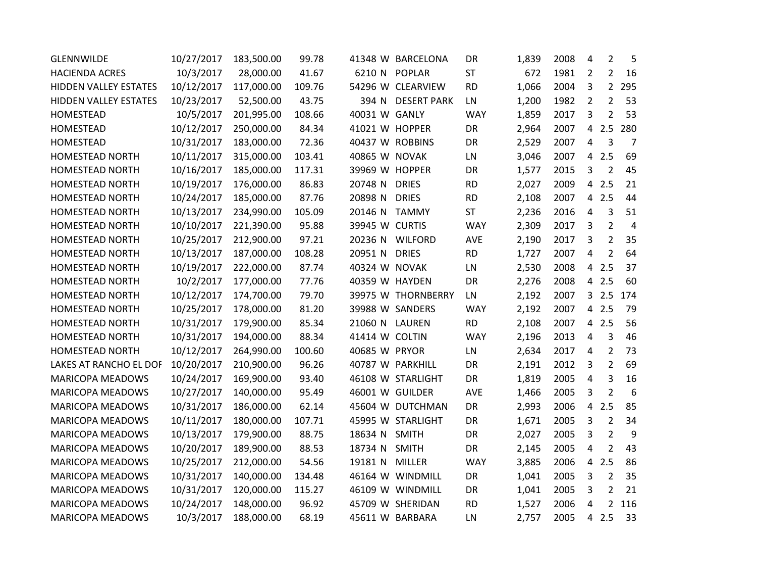| | | | | | | | | | | | | |
|---|---|---|---|---|---|---|---|---|---|---|---|---|
| GLENNWILDE | 10/27/2017 | 183,500.00 | 99.78 | 41348 | W | BARCELONA | DR | 1,839 | 2008 | 4 | 2 | 5 |
| HACIENDA ACRES | 10/3/2017 | 28,000.00 | 41.67 | 6210 | N | POPLAR | ST | 672 | 1981 | 2 | 2 | 16 |
| HIDDEN VALLEY ESTATES | 10/12/2017 | 117,000.00 | 109.76 | 54296 | W | CLEARVIEW | RD | 1,066 | 2004 | 3 | 2 | 295 |
| HIDDEN VALLEY ESTATES | 10/23/2017 | 52,500.00 | 43.75 | 394 | N | DESERT PARK | LN | 1,200 | 1982 | 2 | 2 | 53 |
| HOMESTEAD | 10/5/2017 | 201,995.00 | 108.66 | 40031 | W | GANLY | WAY | 1,859 | 2017 | 3 | 2 | 53 |
| HOMESTEAD | 10/12/2017 | 250,000.00 | 84.34 | 41021 | W | HOPPER | DR | 2,964 | 2007 | 4 | 2.5 | 280 |
| HOMESTEAD | 10/31/2017 | 183,000.00 | 72.36 | 40437 | W | ROBBINS | DR | 2,529 | 2007 | 4 | 3 | 7 |
| HOMESTEAD NORTH | 10/11/2017 | 315,000.00 | 103.41 | 40865 | W | NOVAK | LN | 3,046 | 2007 | 4 | 2.5 | 69 |
| HOMESTEAD NORTH | 10/16/2017 | 185,000.00 | 117.31 | 39969 | W | HOPPER | DR | 1,577 | 2015 | 3 | 2 | 45 |
| HOMESTEAD NORTH | 10/19/2017 | 176,000.00 | 86.83 | 20748 | N | DRIES | RD | 2,027 | 2009 | 4 | 2.5 | 21 |
| HOMESTEAD NORTH | 10/24/2017 | 185,000.00 | 87.76 | 20898 | N | DRIES | RD | 2,108 | 2007 | 4 | 2.5 | 44 |
| HOMESTEAD NORTH | 10/13/2017 | 234,990.00 | 105.09 | 20146 | N | TAMMY | ST | 2,236 | 2016 | 4 | 3 | 51 |
| HOMESTEAD NORTH | 10/10/2017 | 221,390.00 | 95.88 | 39945 | W | CURTIS | WAY | 2,309 | 2017 | 3 | 2 | 4 |
| HOMESTEAD NORTH | 10/25/2017 | 212,900.00 | 97.21 | 20236 | N | WILFORD | AVE | 2,190 | 2017 | 3 | 2 | 35 |
| HOMESTEAD NORTH | 10/13/2017 | 187,000.00 | 108.28 | 20951 | N | DRIES | RD | 1,727 | 2007 | 4 | 2 | 64 |
| HOMESTEAD NORTH | 10/19/2017 | 222,000.00 | 87.74 | 40324 | W | NOVAK | LN | 2,530 | 2008 | 4 | 2.5 | 37 |
| HOMESTEAD NORTH | 10/2/2017 | 177,000.00 | 77.76 | 40359 | W | HAYDEN | DR | 2,276 | 2008 | 4 | 2.5 | 60 |
| HOMESTEAD NORTH | 10/12/2017 | 174,700.00 | 79.70 | 39975 | W | THORNBERRY | LN | 2,192 | 2007 | 3 | 2.5 | 174 |
| HOMESTEAD NORTH | 10/25/2017 | 178,000.00 | 81.20 | 39988 | W | SANDERS | WAY | 2,192 | 2007 | 4 | 2.5 | 79 |
| HOMESTEAD NORTH | 10/31/2017 | 179,900.00 | 85.34 | 21060 | N | LAUREN | RD | 2,108 | 2007 | 4 | 2.5 | 56 |
| HOMESTEAD NORTH | 10/31/2017 | 194,000.00 | 88.34 | 41414 | W | COLTIN | WAY | 2,196 | 2013 | 4 | 3 | 46 |
| HOMESTEAD NORTH | 10/12/2017 | 264,990.00 | 100.60 | 40685 | W | PRYOR | LN | 2,634 | 2017 | 4 | 2 | 73 |
| LAKES AT RANCHO EL DOI | 10/20/2017 | 210,900.00 | 96.26 | 40787 | W | PARKHILL | DR | 2,191 | 2012 | 3 | 2 | 69 |
| MARICOPA MEADOWS | 10/24/2017 | 169,900.00 | 93.40 | 46108 | W | STARLIGHT | DR | 1,819 | 2005 | 4 | 3 | 16 |
| MARICOPA MEADOWS | 10/27/2017 | 140,000.00 | 95.49 | 46001 | W | GUILDER | AVE | 1,466 | 2005 | 3 | 2 | 6 |
| MARICOPA MEADOWS | 10/31/2017 | 186,000.00 | 62.14 | 45604 | W | DUTCHMAN | DR | 2,993 | 2006 | 4 | 2.5 | 85 |
| MARICOPA MEADOWS | 10/11/2017 | 180,000.00 | 107.71 | 45995 | W | STARLIGHT | DR | 1,671 | 2005 | 3 | 2 | 34 |
| MARICOPA MEADOWS | 10/13/2017 | 179,900.00 | 88.75 | 18634 | N | SMITH | DR | 2,027 | 2005 | 3 | 2 | 9 |
| MARICOPA MEADOWS | 10/20/2017 | 189,900.00 | 88.53 | 18734 | N | SMITH | DR | 2,145 | 2005 | 4 | 2 | 43 |
| MARICOPA MEADOWS | 10/25/2017 | 212,000.00 | 54.56 | 19181 | N | MILLER | WAY | 3,885 | 2006 | 4 | 2.5 | 86 |
| MARICOPA MEADOWS | 10/31/2017 | 140,000.00 | 134.48 | 46164 | W | WINDMILL | DR | 1,041 | 2005 | 3 | 2 | 35 |
| MARICOPA MEADOWS | 10/31/2017 | 120,000.00 | 115.27 | 46109 | W | WINDMILL | DR | 1,041 | 2005 | 3 | 2 | 21 |
| MARICOPA MEADOWS | 10/24/2017 | 148,000.00 | 96.92 | 45709 | W | SHERIDAN | RD | 1,527 | 2006 | 4 | 2 | 116 |
| MARICOPA MEADOWS | 10/3/2017 | 188,000.00 | 68.19 | 45611 | W | BARBARA | LN | 2,757 | 2005 | 4 | 2.5 | 33 |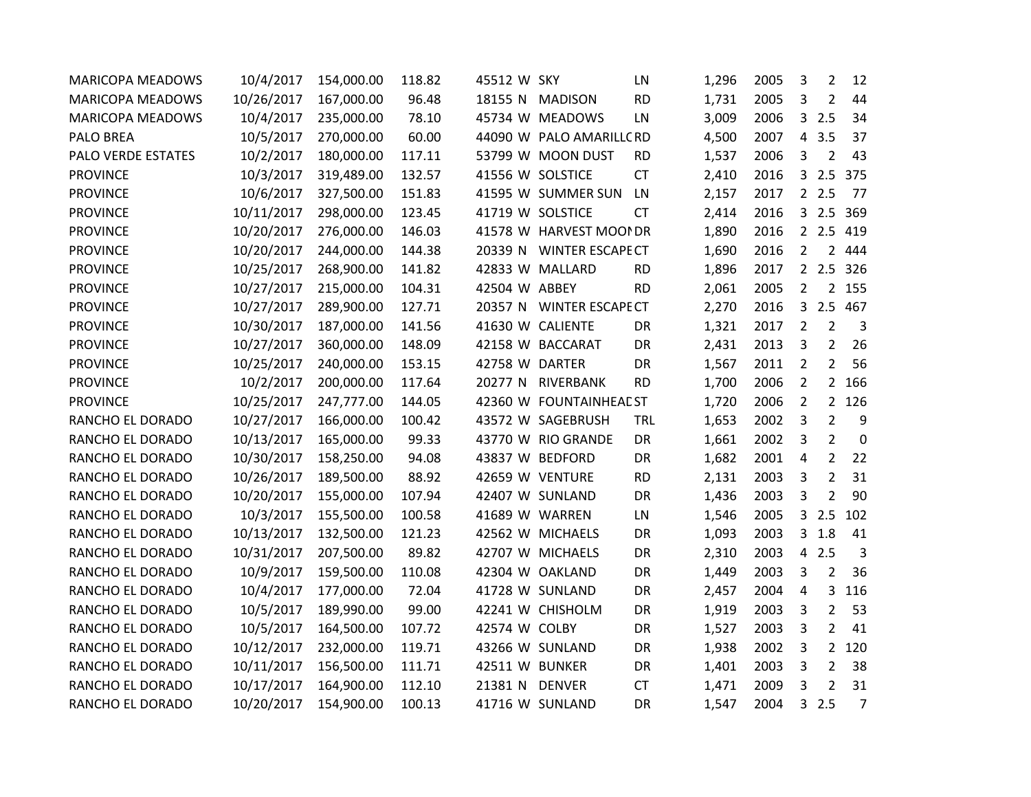| | | | | | | | | | | | | |
|---|---|---|---|---|---|---|---|---|---|---|---|---|
| MARICOPA MEADOWS | 10/4/2017 | 154,000.00 | 118.82 | 45512 | W | SKY | LN | 1,296 | 2005 | 3 | 2 | 12 |
| MARICOPA MEADOWS | 10/26/2017 | 167,000.00 | 96.48 | 18155 | N | MADISON | RD | 1,731 | 2005 | 3 | 2 | 44 |
| MARICOPA MEADOWS | 10/4/2017 | 235,000.00 | 78.10 | 45734 | W | MEADOWS | LN | 3,009 | 2006 | 3 | 2.5 | 34 |
| PALO BREA | 10/5/2017 | 270,000.00 | 60.00 | 44090 | W | PALO AMARILLO | RD | 4,500 | 2007 | 4 | 3.5 | 37 |
| PALO VERDE ESTATES | 10/2/2017 | 180,000.00 | 117.11 | 53799 | W | MOON DUST | RD | 1,537 | 2006 | 3 | 2 | 43 |
| PROVINCE | 10/3/2017 | 319,489.00 | 132.57 | 41556 | W | SOLSTICE | CT | 2,410 | 2016 | 3 | 2.5 | 375 |
| PROVINCE | 10/6/2017 | 327,500.00 | 151.83 | 41595 | W | SUMMER SUN | LN | 2,157 | 2017 | 2 | 2.5 | 77 |
| PROVINCE | 10/11/2017 | 298,000.00 | 123.45 | 41719 | W | SOLSTICE | CT | 2,414 | 2016 | 3 | 2.5 | 369 |
| PROVINCE | 10/20/2017 | 276,000.00 | 146.03 | 41578 | W | HARVEST MOON | DR | 1,890 | 2016 | 2 | 2.5 | 419 |
| PROVINCE | 10/20/2017 | 244,000.00 | 144.38 | 20339 | N | WINTER ESCAPE | CT | 1,690 | 2016 | 2 | 2 | 444 |
| PROVINCE | 10/25/2017 | 268,900.00 | 141.82 | 42833 | W | MALLARD | RD | 1,896 | 2017 | 2 | 2.5 | 326 |
| PROVINCE | 10/27/2017 | 215,000.00 | 104.31 | 42504 | W | ABBEY | RD | 2,061 | 2005 | 2 | 2 | 155 |
| PROVINCE | 10/27/2017 | 289,900.00 | 127.71 | 20357 | N | WINTER ESCAPE | CT | 2,270 | 2016 | 3 | 2.5 | 467 |
| PROVINCE | 10/30/2017 | 187,000.00 | 141.56 | 41630 | W | CALIENTE | DR | 1,321 | 2017 | 2 | 2 | 3 |
| PROVINCE | 10/27/2017 | 360,000.00 | 148.09 | 42158 | W | BACCARAT | DR | 2,431 | 2013 | 3 | 2 | 26 |
| PROVINCE | 10/25/2017 | 240,000.00 | 153.15 | 42758 | W | DARTER | DR | 1,567 | 2011 | 2 | 2 | 56 |
| PROVINCE | 10/2/2017 | 200,000.00 | 117.64 | 20277 | N | RIVERBANK | RD | 1,700 | 2006 | 2 | 2 | 166 |
| PROVINCE | 10/25/2017 | 247,777.00 | 144.05 | 42360 | W | FOUNTAINHEAD | ST | 1,720 | 2006 | 2 | 2 | 126 |
| RANCHO EL DORADO | 10/27/2017 | 166,000.00 | 100.42 | 43572 | W | SAGEBRUSH | TRL | 1,653 | 2002 | 3 | 2 | 9 |
| RANCHO EL DORADO | 10/13/2017 | 165,000.00 | 99.33 | 43770 | W | RIO GRANDE | DR | 1,661 | 2002 | 3 | 2 | 0 |
| RANCHO EL DORADO | 10/30/2017 | 158,250.00 | 94.08 | 43837 | W | BEDFORD | DR | 1,682 | 2001 | 4 | 2 | 22 |
| RANCHO EL DORADO | 10/26/2017 | 189,500.00 | 88.92 | 42659 | W | VENTURE | RD | 2,131 | 2003 | 3 | 2 | 31 |
| RANCHO EL DORADO | 10/20/2017 | 155,000.00 | 107.94 | 42407 | W | SUNLAND | DR | 1,436 | 2003 | 3 | 2 | 90 |
| RANCHO EL DORADO | 10/3/2017 | 155,500.00 | 100.58 | 41689 | W | WARREN | LN | 1,546 | 2005 | 3 | 2.5 | 102 |
| RANCHO EL DORADO | 10/13/2017 | 132,500.00 | 121.23 | 42562 | W | MICHAELS | DR | 1,093 | 2003 | 3 | 1.8 | 41 |
| RANCHO EL DORADO | 10/31/2017 | 207,500.00 | 89.82 | 42707 | W | MICHAELS | DR | 2,310 | 2003 | 4 | 2.5 | 3 |
| RANCHO EL DORADO | 10/9/2017 | 159,500.00 | 110.08 | 42304 | W | OAKLAND | DR | 1,449 | 2003 | 3 | 2 | 36 |
| RANCHO EL DORADO | 10/4/2017 | 177,000.00 | 72.04 | 41728 | W | SUNLAND | DR | 2,457 | 2004 | 4 | 3 | 116 |
| RANCHO EL DORADO | 10/5/2017 | 189,990.00 | 99.00 | 42241 | W | CHISHOLM | DR | 1,919 | 2003 | 3 | 2 | 53 |
| RANCHO EL DORADO | 10/5/2017 | 164,500.00 | 107.72 | 42574 | W | COLBY | DR | 1,527 | 2003 | 3 | 2 | 41 |
| RANCHO EL DORADO | 10/12/2017 | 232,000.00 | 119.71 | 43266 | W | SUNLAND | DR | 1,938 | 2002 | 3 | 2 | 120 |
| RANCHO EL DORADO | 10/11/2017 | 156,500.00 | 111.71 | 42511 | W | BUNKER | DR | 1,401 | 2003 | 3 | 2 | 38 |
| RANCHO EL DORADO | 10/17/2017 | 164,900.00 | 112.10 | 21381 | N | DENVER | CT | 1,471 | 2009 | 3 | 2 | 31 |
| RANCHO EL DORADO | 10/20/2017 | 154,900.00 | 100.13 | 41716 | W | SUNLAND | DR | 1,547 | 2004 | 3 | 2.5 | 7 |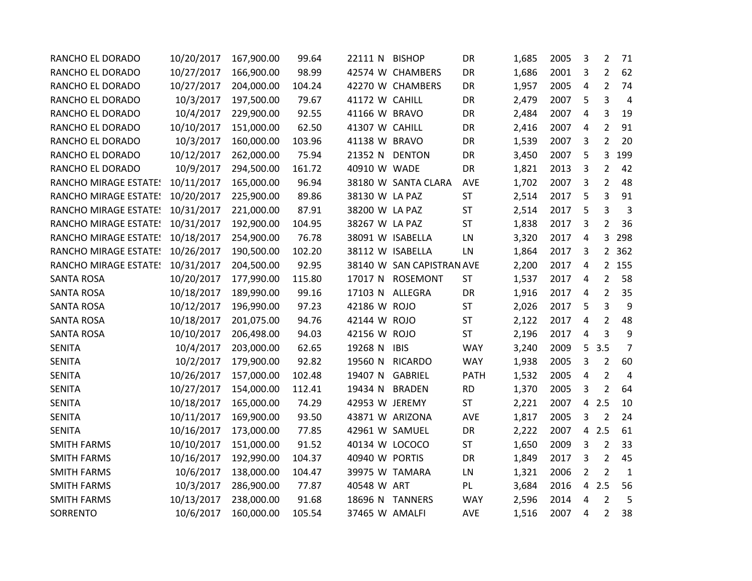| | | | | | | | | | | | | |
|---|---|---|---|---|---|---|---|---|---|---|---|---|
| RANCHO EL DORADO | 10/20/2017 | 167,900.00 | 99.64 | 22111 N | BISHOP | DR | 1,685 | 2005 | 3 | 2 | 71 |
| RANCHO EL DORADO | 10/27/2017 | 166,900.00 | 98.99 | 42574 W | CHAMBERS | DR | 1,686 | 2001 | 3 | 2 | 62 |
| RANCHO EL DORADO | 10/27/2017 | 204,000.00 | 104.24 | 42270 W | CHAMBERS | DR | 1,957 | 2005 | 4 | 2 | 74 |
| RANCHO EL DORADO | 10/3/2017 | 197,500.00 | 79.67 | 41172 W | CAHILL | DR | 2,479 | 2007 | 5 | 3 | 4 |
| RANCHO EL DORADO | 10/4/2017 | 229,900.00 | 92.55 | 41166 W | BRAVO | DR | 2,484 | 2007 | 4 | 3 | 19 |
| RANCHO EL DORADO | 10/10/2017 | 151,000.00 | 62.50 | 41307 W | CAHILL | DR | 2,416 | 2007 | 4 | 2 | 91 |
| RANCHO EL DORADO | 10/3/2017 | 160,000.00 | 103.96 | 41138 W | BRAVO | DR | 1,539 | 2007 | 3 | 2 | 20 |
| RANCHO EL DORADO | 10/12/2017 | 262,000.00 | 75.94 | 21352 N | DENTON | DR | 3,450 | 2007 | 5 | 3 | 199 |
| RANCHO EL DORADO | 10/9/2017 | 294,500.00 | 161.72 | 40910 W | WADE | DR | 1,821 | 2013 | 3 | 2 | 42 |
| RANCHO MIRAGE ESTATE! | 10/11/2017 | 165,000.00 | 96.94 | 38180 W | SANTA CLARA | AVE | 1,702 | 2007 | 3 | 2 | 48 |
| RANCHO MIRAGE ESTATE! | 10/20/2017 | 225,900.00 | 89.86 | 38130 W | LA PAZ | ST | 2,514 | 2017 | 5 | 3 | 91 |
| RANCHO MIRAGE ESTATE! | 10/31/2017 | 221,000.00 | 87.91 | 38200 W | LA PAZ | ST | 2,514 | 2017 | 5 | 3 | 3 |
| RANCHO MIRAGE ESTATE! | 10/31/2017 | 192,900.00 | 104.95 | 38267 W | LA PAZ | ST | 1,838 | 2017 | 3 | 2 | 36 |
| RANCHO MIRAGE ESTATE! | 10/18/2017 | 254,900.00 | 76.78 | 38091 W | ISABELLA | LN | 3,320 | 2017 | 4 | 3 | 298 |
| RANCHO MIRAGE ESTATE! | 10/26/2017 | 190,500.00 | 102.20 | 38112 W | ISABELLA | LN | 1,864 | 2017 | 3 | 2 | 362 |
| RANCHO MIRAGE ESTATE! | 10/31/2017 | 204,500.00 | 92.95 | 38140 W | SAN CAPISTRAN | AVE | 2,200 | 2017 | 4 | 2 | 155 |
| SANTA ROSA | 10/20/2017 | 177,990.00 | 115.80 | 17017 N | ROSEMONT | ST | 1,537 | 2017 | 4 | 2 | 58 |
| SANTA ROSA | 10/18/2017 | 189,990.00 | 99.16 | 17103 N | ALLEGRA | DR | 1,916 | 2017 | 4 | 2 | 35 |
| SANTA ROSA | 10/12/2017 | 196,990.00 | 97.23 | 42186 W | ROJO | ST | 2,026 | 2017 | 5 | 3 | 9 |
| SANTA ROSA | 10/18/2017 | 201,075.00 | 94.76 | 42144 W | ROJO | ST | 2,122 | 2017 | 4 | 2 | 48 |
| SANTA ROSA | 10/10/2017 | 206,498.00 | 94.03 | 42156 W | ROJO | ST | 2,196 | 2017 | 4 | 3 | 9 |
| SENITA | 10/4/2017 | 203,000.00 | 62.65 | 19268 N | IBIS | WAY | 3,240 | 2009 | 5 | 3.5 | 7 |
| SENITA | 10/2/2017 | 179,900.00 | 92.82 | 19560 N | RICARDO | WAY | 1,938 | 2005 | 3 | 2 | 60 |
| SENITA | 10/26/2017 | 157,000.00 | 102.48 | 19407 N | GABRIEL | PATH | 1,532 | 2005 | 4 | 2 | 4 |
| SENITA | 10/27/2017 | 154,000.00 | 112.41 | 19434 N | BRADEN | RD | 1,370 | 2005 | 3 | 2 | 64 |
| SENITA | 10/18/2017 | 165,000.00 | 74.29 | 42953 W | JEREMY | ST | 2,221 | 2007 | 4 | 2.5 | 10 |
| SENITA | 10/11/2017 | 169,900.00 | 93.50 | 43871 W | ARIZONA | AVE | 1,817 | 2005 | 3 | 2 | 24 |
| SENITA | 10/16/2017 | 173,000.00 | 77.85 | 42961 W | SAMUEL | DR | 2,222 | 2007 | 4 | 2.5 | 61 |
| SMITH FARMS | 10/10/2017 | 151,000.00 | 91.52 | 40134 W | LOCOCO | ST | 1,650 | 2009 | 3 | 2 | 33 |
| SMITH FARMS | 10/16/2017 | 192,990.00 | 104.37 | 40940 W | PORTIS | DR | 1,849 | 2017 | 3 | 2 | 45 |
| SMITH FARMS | 10/6/2017 | 138,000.00 | 104.47 | 39975 W | TAMARA | LN | 1,321 | 2006 | 2 | 2 | 1 |
| SMITH FARMS | 10/3/2017 | 286,900.00 | 77.87 | 40548 W | ART | PL | 3,684 | 2016 | 4 | 2.5 | 56 |
| SMITH FARMS | 10/13/2017 | 238,000.00 | 91.68 | 18696 N | TANNERS | WAY | 2,596 | 2014 | 4 | 2 | 5 |
| SORRENTO | 10/6/2017 | 160,000.00 | 105.54 | 37465 W | AMALFI | AVE | 1,516 | 2007 | 4 | 2 | 38 |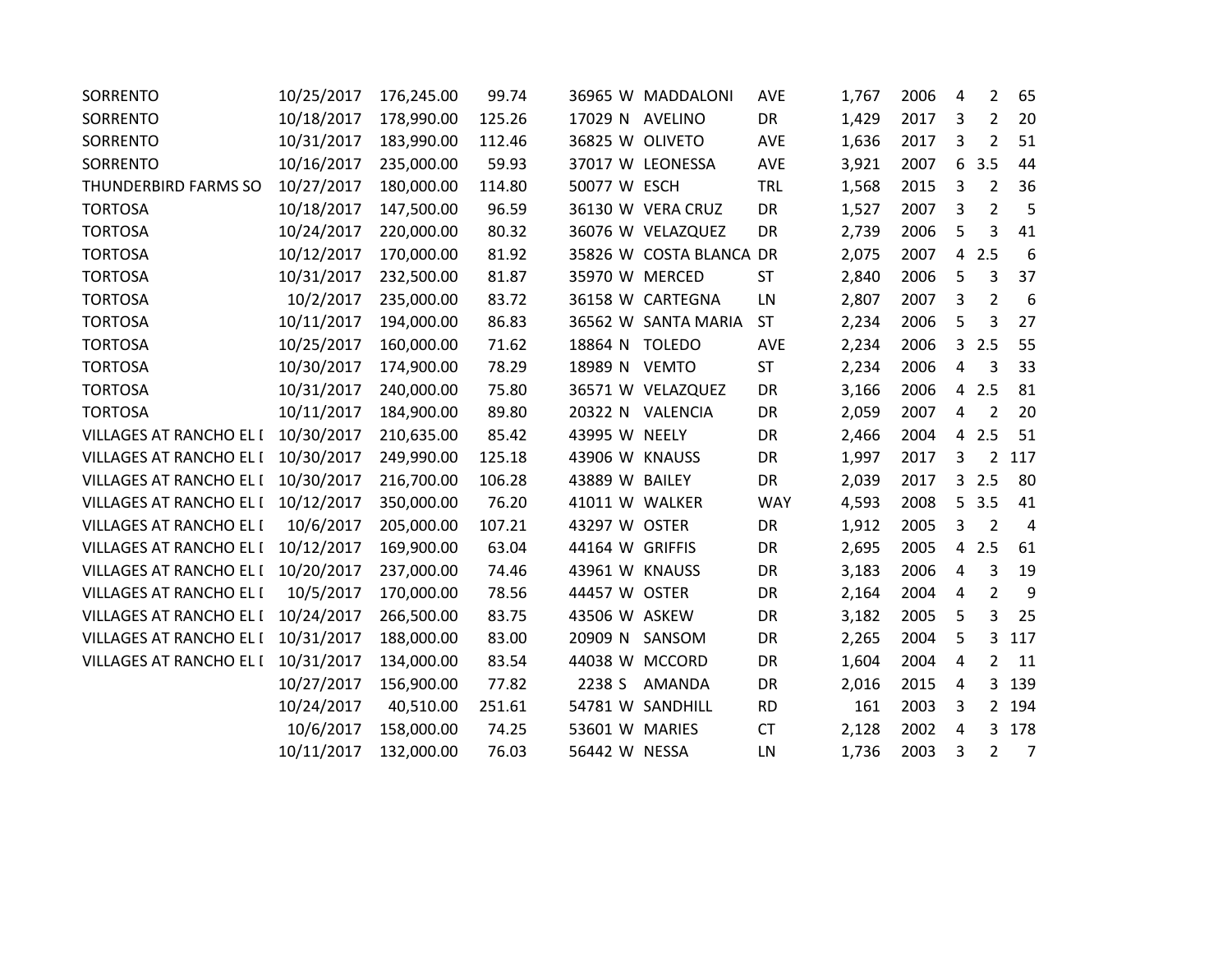| | | | | | | | | | | | | |
|---|---|---|---|---|---|---|---|---|---|---|---|---|
| SORRENTO | 10/25/2017 | 176,245.00 | 99.74 | 36965 W | MADDALONI | AVE | 1,767 | 2006 | 4 | 2 | 65 |
| SORRENTO | 10/18/2017 | 178,990.00 | 125.26 | 17029 N | AVELINO | DR | 1,429 | 2017 | 3 | 2 | 20 |
| SORRENTO | 10/31/2017 | 183,990.00 | 112.46 | 36825 W | OLIVETO | AVE | 1,636 | 2017 | 3 | 2 | 51 |
| SORRENTO | 10/16/2017 | 235,000.00 | 59.93 | 37017 W | LEONESSA | AVE | 3,921 | 2007 | 6 | 3.5 | 44 |
| THUNDERBIRD FARMS SO | 10/27/2017 | 180,000.00 | 114.80 | 50077 W | ESCH | TRL | 1,568 | 2015 | 3 | 2 | 36 |
| TORTOSA | 10/18/2017 | 147,500.00 | 96.59 | 36130 W | VERA CRUZ | DR | 1,527 | 2007 | 3 | 2 | 5 |
| TORTOSA | 10/24/2017 | 220,000.00 | 80.32 | 36076 W | VELAZQUEZ | DR | 2,739 | 2006 | 5 | 3 | 41 |
| TORTOSA | 10/12/2017 | 170,000.00 | 81.92 | 35826 W | COSTA BLANCA | DR | 2,075 | 2007 | 4 | 2.5 | 6 |
| TORTOSA | 10/31/2017 | 232,500.00 | 81.87 | 35970 W | MERCED | ST | 2,840 | 2006 | 5 | 3 | 37 |
| TORTOSA | 10/2/2017 | 235,000.00 | 83.72 | 36158 W | CARTEGNA | LN | 2,807 | 2007 | 3 | 2 | 6 |
| TORTOSA | 10/11/2017 | 194,000.00 | 86.83 | 36562 W | SANTA MARIA | ST | 2,234 | 2006 | 5 | 3 | 27 |
| TORTOSA | 10/25/2017 | 160,000.00 | 71.62 | 18864 N | TOLEDO | AVE | 2,234 | 2006 | 3 | 2.5 | 55 |
| TORTOSA | 10/30/2017 | 174,900.00 | 78.29 | 18989 N | VEMTO | ST | 2,234 | 2006 | 4 | 3 | 33 |
| TORTOSA | 10/31/2017 | 240,000.00 | 75.80 | 36571 W | VELAZQUEZ | DR | 3,166 | 2006 | 4 | 2.5 | 81 |
| TORTOSA | 10/11/2017 | 184,900.00 | 89.80 | 20322 N | VALENCIA | DR | 2,059 | 2007 | 4 | 2 | 20 |
| VILLAGES AT RANCHO EL I | 10/30/2017 | 210,635.00 | 85.42 | 43995 W | NEELY | DR | 2,466 | 2004 | 4 | 2.5 | 51 |
| VILLAGES AT RANCHO EL I | 10/30/2017 | 249,990.00 | 125.18 | 43906 W | KNAUSS | DR | 1,997 | 2017 | 3 | 2 | 117 |
| VILLAGES AT RANCHO EL I | 10/30/2017 | 216,700.00 | 106.28 | 43889 W | BAILEY | DR | 2,039 | 2017 | 3 | 2.5 | 80 |
| VILLAGES AT RANCHO EL I | 10/12/2017 | 350,000.00 | 76.20 | 41011 W | WALKER | WAY | 4,593 | 2008 | 5 | 3.5 | 41 |
| VILLAGES AT RANCHO EL I | 10/6/2017 | 205,000.00 | 107.21 | 43297 W | OSTER | DR | 1,912 | 2005 | 3 | 2 | 4 |
| VILLAGES AT RANCHO EL I | 10/12/2017 | 169,900.00 | 63.04 | 44164 W | GRIFFIS | DR | 2,695 | 2005 | 4 | 2.5 | 61 |
| VILLAGES AT RANCHO EL I | 10/20/2017 | 237,000.00 | 74.46 | 43961 W | KNAUSS | DR | 3,183 | 2006 | 4 | 3 | 19 |
| VILLAGES AT RANCHO EL I | 10/5/2017 | 170,000.00 | 78.56 | 44457 W | OSTER | DR | 2,164 | 2004 | 4 | 2 | 9 |
| VILLAGES AT RANCHO EL I | 10/24/2017 | 266,500.00 | 83.75 | 43506 W | ASKEW | DR | 3,182 | 2005 | 5 | 3 | 25 |
| VILLAGES AT RANCHO EL I | 10/31/2017 | 188,000.00 | 83.00 | 20909 N | SANSOM | DR | 2,265 | 2004 | 5 | 3 | 117 |
| VILLAGES AT RANCHO EL I | 10/31/2017 | 134,000.00 | 83.54 | 44038 W | MCCORD | DR | 1,604 | 2004 | 4 | 2 | 11 |
| | 10/27/2017 | 156,900.00 | 77.82 | 2238 S | AMANDA | DR | 2,016 | 2015 | 4 | 3 | 139 |
| | 10/24/2017 | 40,510.00 | 251.61 | 54781 W | SANDHILL | RD | 161 | 2003 | 3 | 2 | 194 |
| | 10/6/2017 | 158,000.00 | 74.25 | 53601 W | MARIES | CT | 2,128 | 2002 | 4 | 3 | 178 |
| | 10/11/2017 | 132,000.00 | 76.03 | 56442 W | NESSA | LN | 1,736 | 2003 | 3 | 2 | 7 |